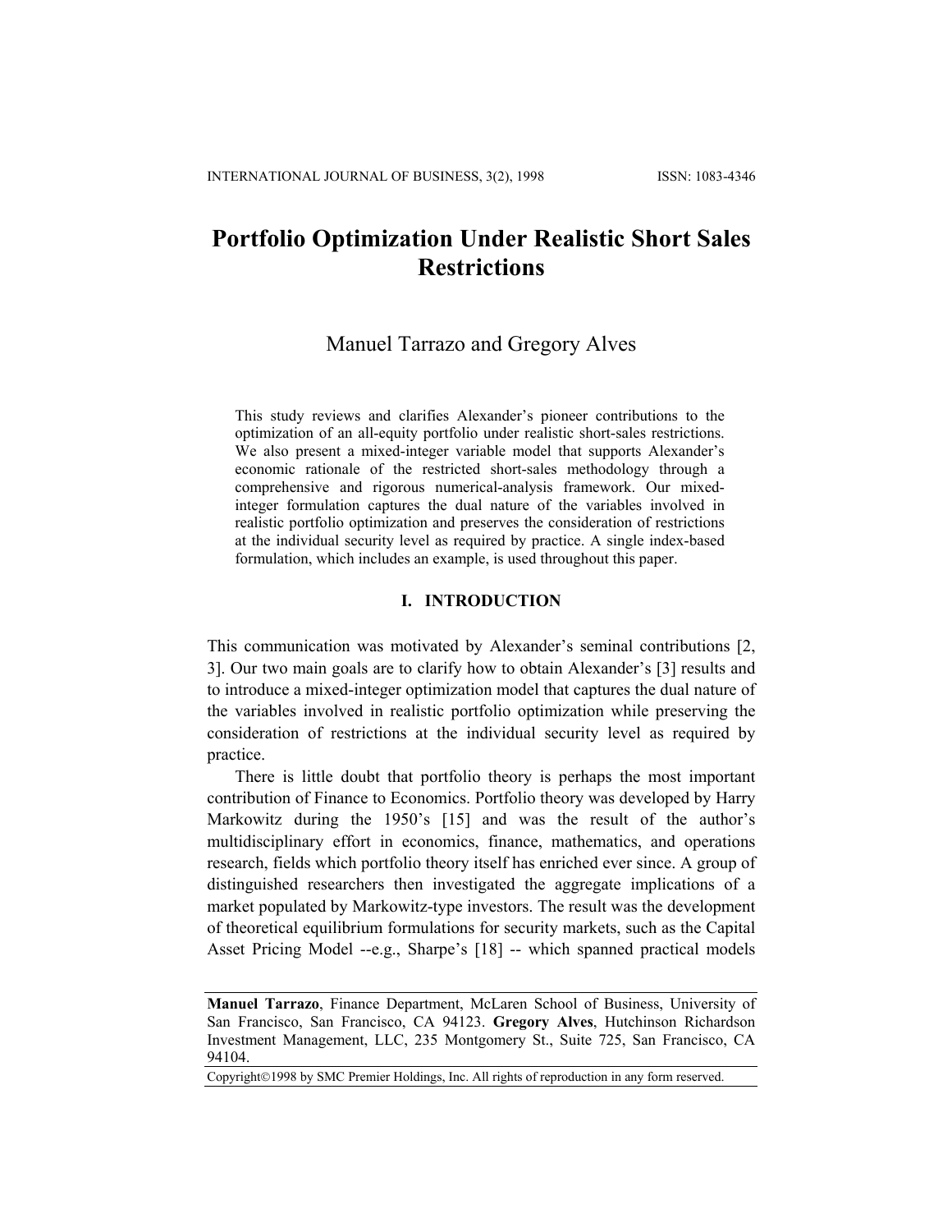# Portfolio Optimization Under Realistic Short Sales Restrictions

Manuel Tarrazo and Gregory Alves

This study reviews and clarifies Alexander's pioneer contributions to the optimization of an all-equity portfolio under realistic short-sales restrictions. We also present a mixed-integer variable model that supports Alexander's economic rationale of the restricted short-sales methodology through a comprehensive and rigorous numerical-analysis framework. Our mixed-integer formulation captures the dual nature of the variables involved in realistic portfolio optimization and preserves the consideration of restrictions at the individual security level as required by practice. A single index-based formulation, which includes an example, is used throughout this paper.

## I. INTRODUCTION

This communication was motivated by Alexander's seminal contributions [2, 3]. Our two main goals are to clarify how to obtain Alexander's [3] results and to introduce a mixed-integer optimization model that captures the dual nature of the variables involved in realistic portfolio optimization while preserving the consideration of restrictions at the individual security level as required by practice.

There is little doubt that portfolio theory is perhaps the most important contribution of Finance to Economics. Portfolio theory was developed by Harry Markowitz during the 1950's [15] and was the result of the author's multidisciplinary effort in economics, finance, mathematics, and operations research, fields which portfolio theory itself has enriched ever since. A group of distinguished researchers then investigated the aggregate implications of a market populated by Markowitz-type investors. The result was the development of theoretical equilibrium formulations for security markets, such as the Capital Asset Pricing Model --e.g., Sharpe's [18] -- which spanned practical models

---

**Manuel Tarrazo**, Finance Department, McLaren School of Business, University of San Francisco, San Francisco, CA 94123. **Gregory Alves**, Hutchinson Richardson Investment Management, LLC, 235 Montgomery St., Suite 725, San Francisco, CA 94104.

Copyright©1998 by SMC Premier Holdings, Inc. All rights of reproduction in any form reserved.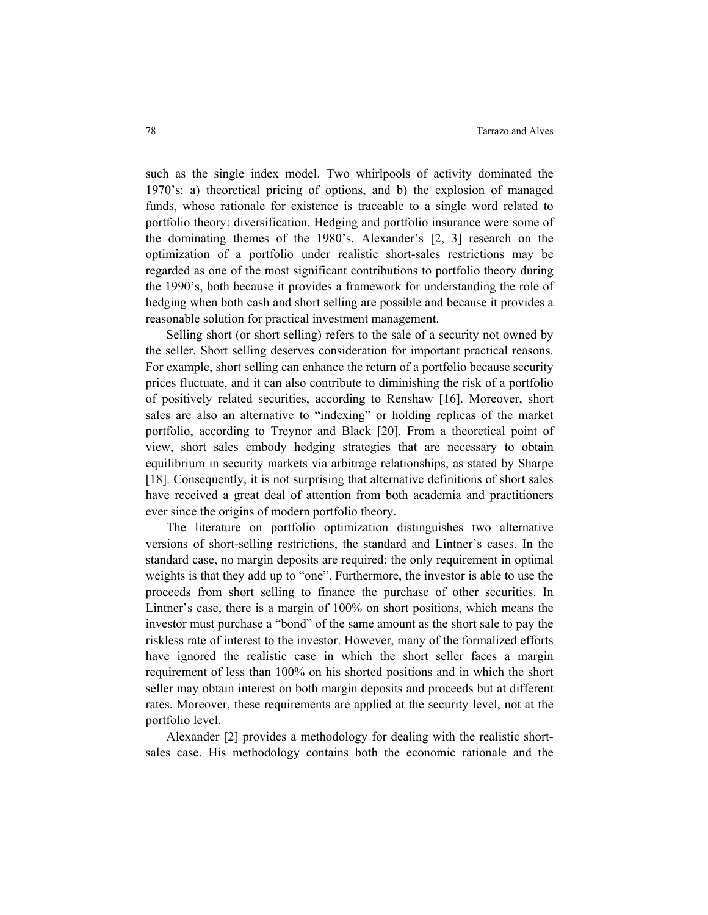such as the single index model. Two whirlpools of activity dominated the 1970's: a) theoretical pricing of options, and b) the explosion of managed funds, whose rationale for existence is traceable to a single word related to portfolio theory: diversification. Hedging and portfolio insurance were some of the dominating themes of the 1980's. Alexander's [2, 3] research on the optimization of a portfolio under realistic short-sales restrictions may be regarded as one of the most significant contributions to portfolio theory during the 1990's, both because it provides a framework for understanding the role of hedging when both cash and short selling are possible and because it provides a reasonable solution for practical investment management.

Selling short (or short selling) refers to the sale of a security not owned by the seller. Short selling deserves consideration for important practical reasons. For example, short selling can enhance the return of a portfolio because security prices fluctuate, and it can also contribute to diminishing the risk of a portfolio of positively related securities, according to Renshaw [16]. Moreover, short sales are also an alternative to "indexing" or holding replicas of the market portfolio, according to Treynor and Black [20]. From a theoretical point of view, short sales embody hedging strategies that are necessary to obtain equilibrium in security markets via arbitrage relationships, as stated by Sharpe [18]. Consequently, it is not surprising that alternative definitions of short sales have received a great deal of attention from both academia and practitioners ever since the origins of modern portfolio theory.

The literature on portfolio optimization distinguishes two alternative versions of short-selling restrictions, the standard and Lintner's cases. In the standard case, no margin deposits are required; the only requirement in optimal weights is that they add up to "one". Furthermore, the investor is able to use the proceeds from short selling to finance the purchase of other securities. In Lintner's case, there is a margin of 100% on short positions, which means the investor must purchase a "bond" of the same amount as the short sale to pay the riskless rate of interest to the investor. However, many of the formalized efforts have ignored the realistic case in which the short seller faces a margin requirement of less than 100% on his shorted positions and in which the short seller may obtain interest on both margin deposits and proceeds but at different rates. Moreover, these requirements are applied at the security level, not at the portfolio level.

Alexander [2] provides a methodology for dealing with the realistic short-sales case. His methodology contains both the economic rationale and the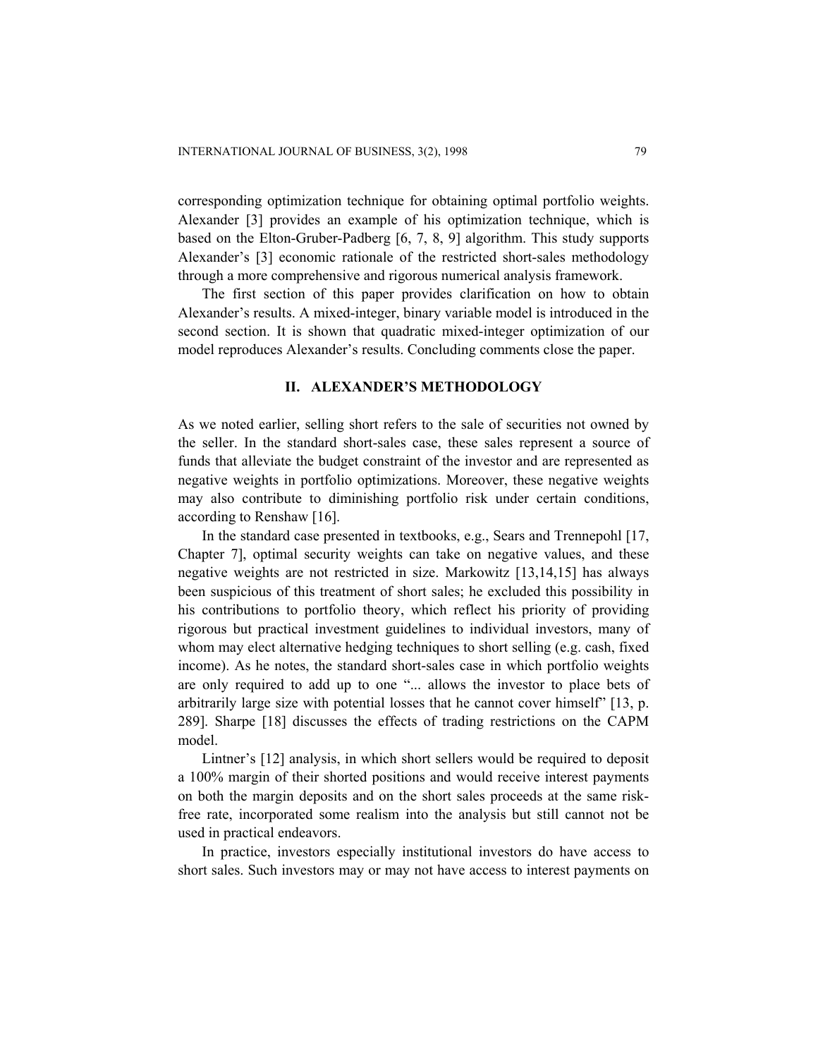corresponding optimization technique for obtaining optimal portfolio weights. Alexander [3] provides an example of his optimization technique, which is based on the Elton-Gruber-Padberg [6, 7, 8, 9] algorithm. This study supports Alexander's [3] economic rationale of the restricted short-sales methodology through a more comprehensive and rigorous numerical analysis framework.

The first section of this paper provides clarification on how to obtain Alexander's results. A mixed-integer, binary variable model is introduced in the second section. It is shown that quadratic mixed-integer optimization of our model reproduces Alexander's results. Concluding comments close the paper.

## II. ALEXANDER'S METHODOLOGY

As we noted earlier, selling short refers to the sale of securities not owned by the seller. In the standard short-sales case, these sales represent a source of funds that alleviate the budget constraint of the investor and are represented as negative weights in portfolio optimizations. Moreover, these negative weights may also contribute to diminishing portfolio risk under certain conditions, according to Renshaw [16].

In the standard case presented in textbooks, e.g., Sears and Trennepohl [17, Chapter 7], optimal security weights can take on negative values, and these negative weights are not restricted in size. Markowitz [13,14,15] has always been suspicious of this treatment of short sales; he excluded this possibility in his contributions to portfolio theory, which reflect his priority of providing rigorous but practical investment guidelines to individual investors, many of whom may elect alternative hedging techniques to short selling (e.g. cash, fixed income). As he notes, the standard short-sales case in which portfolio weights are only required to add up to one "... allows the investor to place bets of arbitrarily large size with potential losses that he cannot cover himself" [13, p. 289]. Sharpe [18] discusses the effects of trading restrictions on the CAPM model.

Lintner's [12] analysis, in which short sellers would be required to deposit a 100% margin of their shorted positions and would receive interest payments on both the margin deposits and on the short sales proceeds at the same risk-free rate, incorporated some realism into the analysis but still cannot not be used in practical endeavors.

In practice, investors especially institutional investors do have access to short sales. Such investors may or may not have access to interest payments on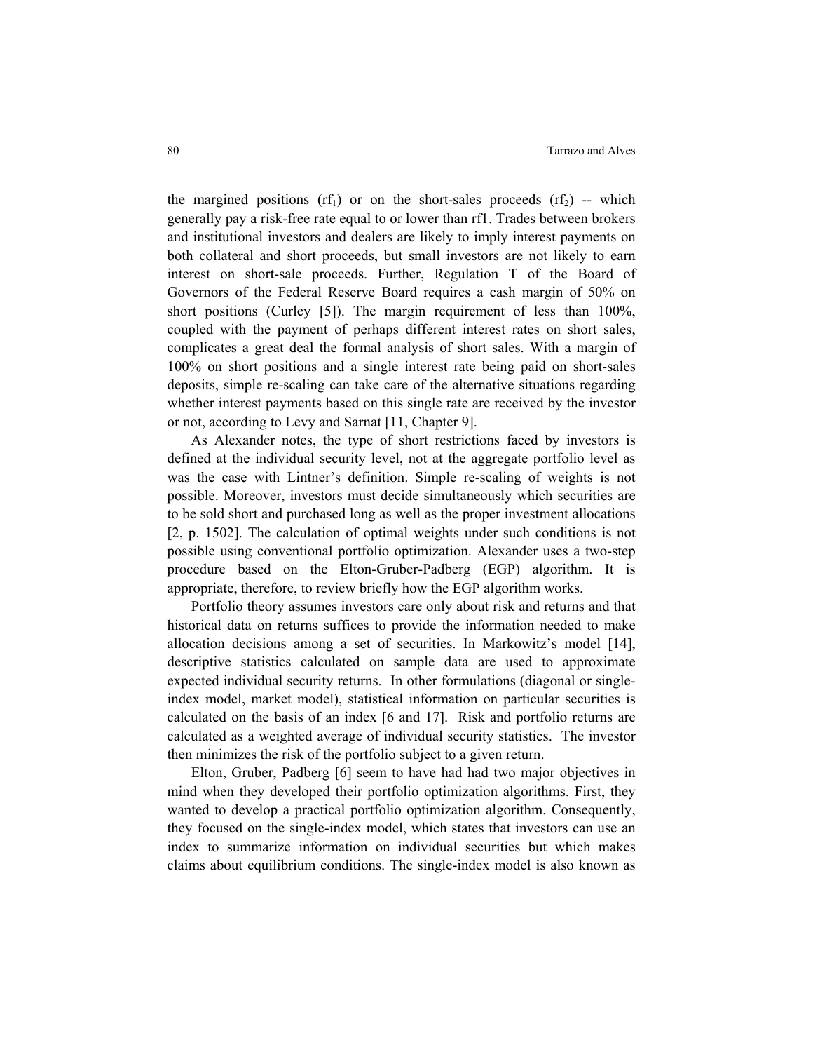the margined positions ($rf_1$) or on the short-sales proceeds ($rf_2$) -- which generally pay a risk-free rate equal to or lower than rf1. Trades between brokers and institutional investors and dealers are likely to imply interest payments on both collateral and short proceeds, but small investors are not likely to earn interest on short-sale proceeds. Further, Regulation T of the Board of Governors of the Federal Reserve Board requires a cash margin of 50% on short positions (Curley [5]). The margin requirement of less than 100%, coupled with the payment of perhaps different interest rates on short sales, complicates a great deal the formal analysis of short sales. With a margin of 100% on short positions and a single interest rate being paid on short-sales deposits, simple re-scaling can take care of the alternative situations regarding whether interest payments based on this single rate are received by the investor or not, according to Levy and Sarnat [11, Chapter 9].

As Alexander notes, the type of short restrictions faced by investors is defined at the individual security level, not at the aggregate portfolio level as was the case with Lintner's definition. Simple re-scaling of weights is not possible. Moreover, investors must decide simultaneously which securities are to be sold short and purchased long as well as the proper investment allocations [2, p. 1502]. The calculation of optimal weights under such conditions is not possible using conventional portfolio optimization. Alexander uses a two-step procedure based on the Elton-Gruber-Padberg (EGP) algorithm. It is appropriate, therefore, to review briefly how the EGP algorithm works.

Portfolio theory assumes investors care only about risk and returns and that historical data on returns suffices to provide the information needed to make allocation decisions among a set of securities. In Markowitz's model [14], descriptive statistics calculated on sample data are used to approximate expected individual security returns. In other formulations (diagonal or single-index model, market model), statistical information on particular securities is calculated on the basis of an index [6 and 17]. Risk and portfolio returns are calculated as a weighted average of individual security statistics. The investor then minimizes the risk of the portfolio subject to a given return.

Elton, Gruber, Padberg [6] seem to have had had two major objectives in mind when they developed their portfolio optimization algorithms. First, they wanted to develop a practical portfolio optimization algorithm. Consequently, they focused on the single-index model, which states that investors can use an index to summarize information on individual securities but which makes claims about equilibrium conditions. The single-index model is also known as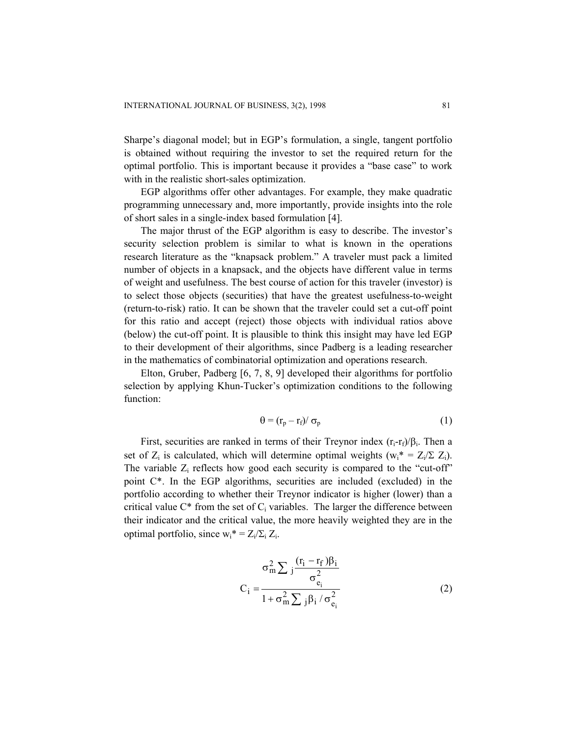Sharpe's diagonal model; but in EGP's formulation, a single, tangent portfolio is obtained without requiring the investor to set the required return for the optimal portfolio. This is important because it provides a "base case" to work with in the realistic short-sales optimization.

EGP algorithms offer other advantages. For example, they make quadratic programming unnecessary and, more importantly, provide insights into the role of short sales in a single-index based formulation [4].

The major thrust of the EGP algorithm is easy to describe. The investor's security selection problem is similar to what is known in the operations research literature as the "knapsack problem." A traveler must pack a limited number of objects in a knapsack, and the objects have different value in terms of weight and usefulness. The best course of action for this traveler (investor) is to select those objects (securities) that have the greatest usefulness-to-weight (return-to-risk) ratio. It can be shown that the traveler could set a cut-off point for this ratio and accept (reject) those objects with individual ratios above (below) the cut-off point. It is plausible to think this insight may have led EGP to their development of their algorithms, since Padberg is a leading researcher in the mathematics of combinatorial optimization and operations research.

Elton, Gruber, Padberg [6, 7, 8, 9] developed their algorithms for portfolio selection by applying Khun-Tucker's optimization conditions to the following function:

$$\theta = (r_p - r_f)/\, \sigma_p \tag{1}$$

First, securities are ranked in terms of their Treynor index $(r_i\text{-}r_f)/\beta_i$. Then a set of $Z_i$ is calculated, which will determine optimal weights ($w_i^* = Z_i/\Sigma\, Z_i$). The variable $Z_i$ reflects how good each security is compared to the "cut-off" point $C^*$. In the EGP algorithms, securities are included (excluded) in the portfolio according to whether their Treynor indicator is higher (lower) than a critical value $C^*$ from the set of $C_i$ variables. The larger the difference between their indicator and the critical value, the more heavily weighted they are in the optimal portfolio, since $w_i^* = Z_i/\Sigma_i\, Z_i$.

$$C_i = \frac{\sigma_m^2 \sum_j \dfrac{(r_i - r_f)\beta_i}{\sigma_{e_i}^2}}{1 + \sigma_m^2 \sum_j \beta_i / \sigma_{e_i}^2} \tag{2}$$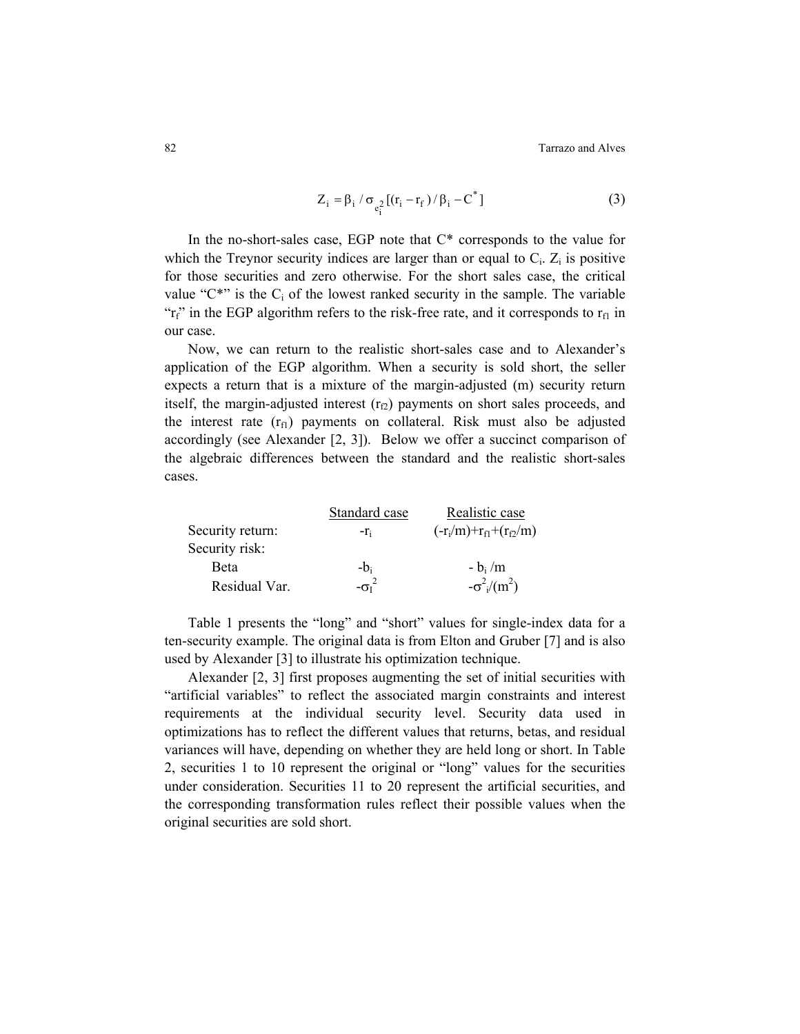$$Z_i = \beta_i / \sigma_{e_i^2} [(r_i - r_f) / \beta_i - C^*] \tag{3}$$

In the no-short-sales case, EGP note that C* corresponds to the value for which the Treynor security indices are larger than or equal to $C_i$. $Z_i$ is positive for those securities and zero otherwise. For the short sales case, the critical value "C*" is the $C_i$ of the lowest ranked security in the sample. The variable "$r_f$" in the EGP algorithm refers to the risk-free rate, and it corresponds to $r_{f1}$ in our case.

Now, we can return to the realistic short-sales case and to Alexander's application of the EGP algorithm. When a security is sold short, the seller expects a return that is a mixture of the margin-adjusted (m) security return itself, the margin-adjusted interest ($r_{f2}$) payments on short sales proceeds, and the interest rate ($r_{f1}$) payments on collateral. Risk must also be adjusted accordingly (see Alexander [2, 3]). Below we offer a succinct comparison of the algebraic differences between the standard and the realistic short-sales cases.

| | Standard case | Realistic case |
|---|---|---|
| Security return: | $-r_i$ | $(-r_i/m)+r_{f1}+(r_{f2}/m)$ |
| Security risk: | | |
| Beta | $-b_i$ | $-b_i/m$ |
| Residual Var. | $-\sigma_I^2$ | $-\sigma^2_i/(m^2)$ |

Table 1 presents the "long" and "short" values for single-index data for a ten-security example. The original data is from Elton and Gruber [7] and is also used by Alexander [3] to illustrate his optimization technique.

Alexander [2, 3] first proposes augmenting the set of initial securities with "artificial variables" to reflect the associated margin constraints and interest requirements at the individual security level. Security data used in optimizations has to reflect the different values that returns, betas, and residual variances will have, depending on whether they are held long or short. In Table 2, securities 1 to 10 represent the original or "long" values for the securities under consideration. Securities 11 to 20 represent the artificial securities, and the corresponding transformation rules reflect their possible values when the original securities are sold short.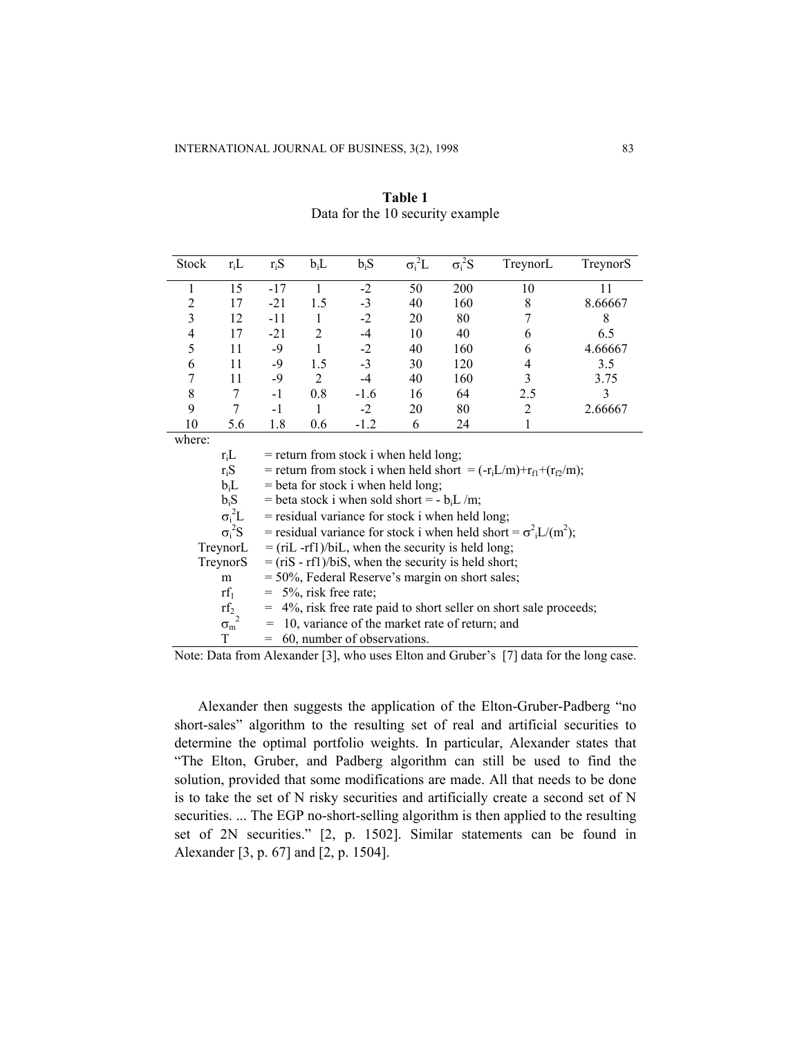**Table 1**
Data for the 10 security example

| Stock | $r_iL$ | $r_iS$ | $b_iL$ | $b_iS$ | $\sigma_i^2L$ | $\sigma_i^2S$ | TreynorL | TreynorS |
|---|---|---|---|---|---|---|---|---|
| 1 | 15 | -17 | 1 | -2 | 50 | 200 | 10 | 11 |
| 2 | 17 | -21 | 1.5 | -3 | 40 | 160 | 8 | 8.66667 |
| 3 | 12 | -11 | 1 | -2 | 20 | 80 | 7 | 8 |
| 4 | 17 | -21 | 2 | -4 | 10 | 40 | 6 | 6.5 |
| 5 | 11 | -9 | 1 | -2 | 40 | 160 | 6 | 4.66667 |
| 6 | 11 | -9 | 1.5 | -3 | 30 | 120 | 4 | 3.5 |
| 7 | 11 | -9 | 2 | -4 | 40 | 160 | 3 | 3.75 |
| 8 | 7 | -1 | 0.8 | -1.6 | 16 | 64 | 2.5 | 3 |
| 9 | 7 | -1 | 1 | -2 | 20 | 80 | 2 | 2.66667 |
| 10 | 5.6 | 1.8 | 0.6 | -1.2 | 6 | 24 | 1 | |

where:

- $r_iL$ = return from stock i when held long;
- $r_iS$ = return from stock i when held short = $(-r_iL/m)+r_{f1}+(r_{f2}/m)$;
- $b_iL$ = beta for stock i when held long;
- $b_iS$ = beta stock i when sold short = $-b_iL/m$;
- $\sigma_i^2L$ = residual variance for stock i when held long;
- $\sigma_i^2S$ = residual variance for stock i when held short = $\sigma^2_iL/(m^2)$;
- TreynorL = (riL -rf1)/biL, when the security is held long;
- TreynorS = (riS - rf1)/biS, when the security is held short;
- m = 50%, Federal Reserve's margin on short sales;
- $rf_1$ = 5%, risk free rate;
- $rf_2$ = 4%, risk free rate paid to short seller on short sale proceeds;
- $\sigma_m^2$ = 10, variance of the market rate of return; and
- T = 60, number of observations.

Note: Data from Alexander [3], who uses Elton and Gruber's [7] data for the long case.

Alexander then suggests the application of the Elton-Gruber-Padberg "no short-sales" algorithm to the resulting set of real and artificial securities to determine the optimal portfolio weights. In particular, Alexander states that "The Elton, Gruber, and Padberg algorithm can still be used to find the solution, provided that some modifications are made. All that needs to be done is to take the set of N risky securities and artificially create a second set of N securities. ... The EGP no-short-selling algorithm is then applied to the resulting set of 2N securities." [2, p. 1502]. Similar statements can be found in Alexander [3, p. 67] and [2, p. 1504].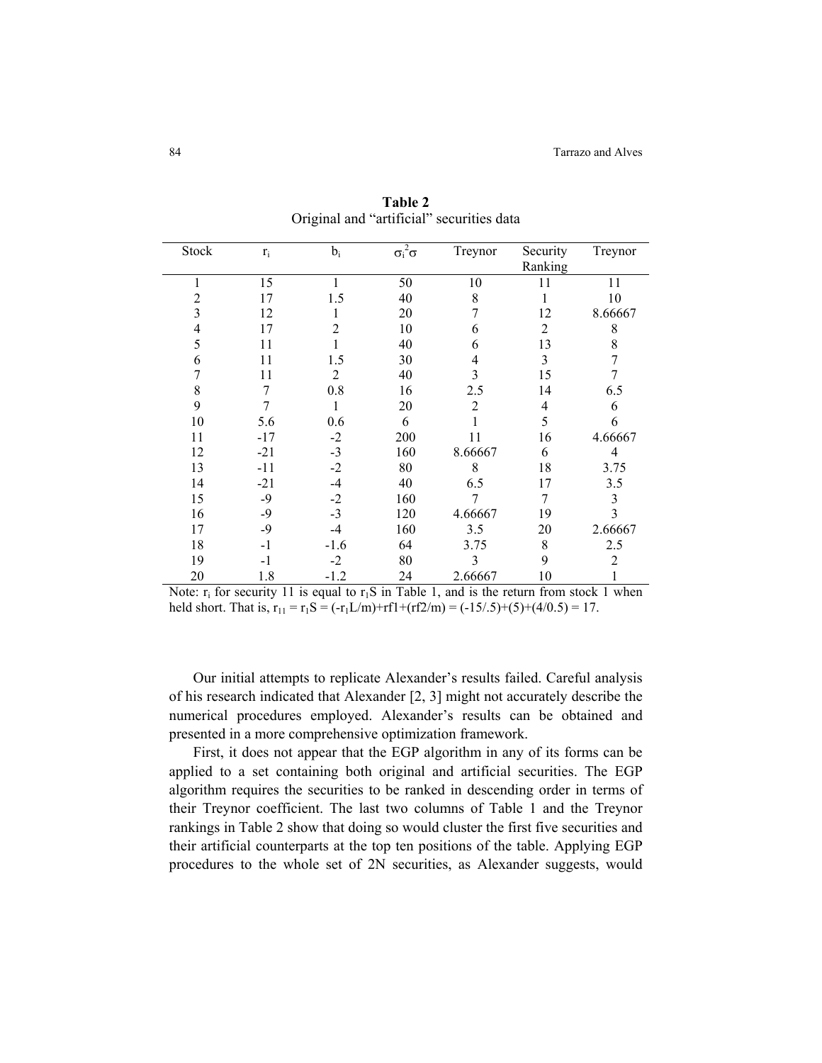**Table 2**

Original and "artificial" securities data

| Stock | $r_i$ | $b_i$ | $\sigma_i^2\sigma$ | Treynor | Security Ranking | Treynor |
|---|---|---|---|---|---|---|
| 1 | 15 | 1 | 50 | 10 | 11 | 11 |
| 2 | 17 | 1.5 | 40 | 8 | 1 | 10 |
| 3 | 12 | 1 | 20 | 7 | 12 | 8.66667 |
| 4 | 17 | 2 | 10 | 6 | 2 | 8 |
| 5 | 11 | 1 | 40 | 6 | 13 | 8 |
| 6 | 11 | 1.5 | 30 | 4 | 3 | 7 |
| 7 | 11 | 2 | 40 | 3 | 15 | 7 |
| 8 | 7 | 0.8 | 16 | 2.5 | 14 | 6.5 |
| 9 | 7 | 1 | 20 | 2 | 4 | 6 |
| 10 | 5.6 | 0.6 | 6 | 1 | 5 | 6 |
| 11 | -17 | -2 | 200 | 11 | 16 | 4.66667 |
| 12 | -21 | -3 | 160 | 8.66667 | 6 | 4 |
| 13 | -11 | -2 | 80 | 8 | 18 | 3.75 |
| 14 | -21 | -4 | 40 | 6.5 | 17 | 3.5 |
| 15 | -9 | -2 | 160 | 7 | 7 | 3 |
| 16 | -9 | -3 | 120 | 4.66667 | 19 | 3 |
| 17 | -9 | -4 | 160 | 3.5 | 20 | 2.66667 |
| 18 | -1 | -1.6 | 64 | 3.75 | 8 | 2.5 |
| 19 | -1 | -2 | 80 | 3 | 9 | 2 |
| 20 | 1.8 | -1.2 | 24 | 2.66667 | 10 | 1 |

Note: $r_i$ for security 11 is equal to $r_1S$ in Table 1, and is the return from stock 1 when held short. That is, $r_{11} = r_1S = (-r_1L/m)+rf1+(rf2/m) = (-15/.5)+(5)+(4/0.5) = 17$.

Our initial attempts to replicate Alexander's results failed. Careful analysis of his research indicated that Alexander [2, 3] might not accurately describe the numerical procedures employed. Alexander's results can be obtained and presented in a more comprehensive optimization framework.

First, it does not appear that the EGP algorithm in any of its forms can be applied to a set containing both original and artificial securities. The EGP algorithm requires the securities to be ranked in descending order in terms of their Treynor coefficient. The last two columns of Table 1 and the Treynor rankings in Table 2 show that doing so would cluster the first five securities and their artificial counterparts at the top ten positions of the table. Applying EGP procedures to the whole set of 2N securities, as Alexander suggests, would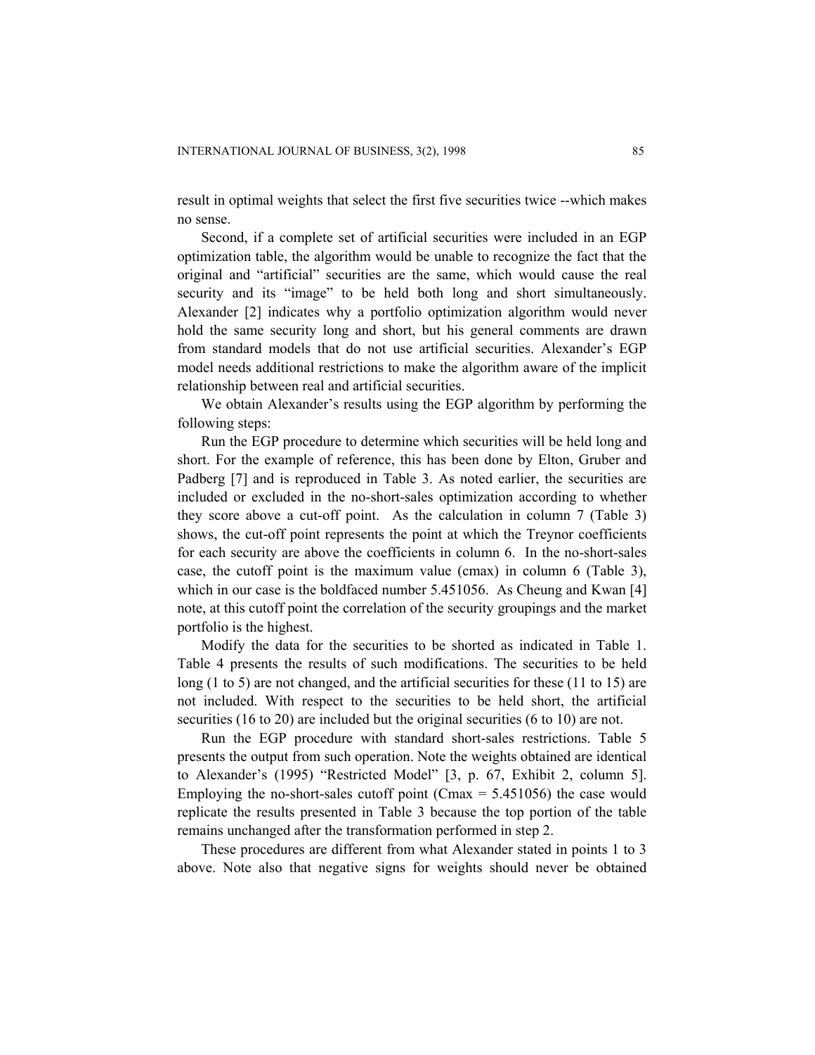result in optimal weights that select the first five securities twice --which makes no sense.

Second, if a complete set of artificial securities were included in an EGP optimization table, the algorithm would be unable to recognize the fact that the original and "artificial" securities are the same, which would cause the real security and its "image" to be held both long and short simultaneously. Alexander [2] indicates why a portfolio optimization algorithm would never hold the same security long and short, but his general comments are drawn from standard models that do not use artificial securities. Alexander's EGP model needs additional restrictions to make the algorithm aware of the implicit relationship between real and artificial securities.

We obtain Alexander's results using the EGP algorithm by performing the following steps:

Run the EGP procedure to determine which securities will be held long and short. For the example of reference, this has been done by Elton, Gruber and Padberg [7] and is reproduced in Table 3. As noted earlier, the securities are included or excluded in the no-short-sales optimization according to whether they score above a cut-off point. As the calculation in column 7 (Table 3) shows, the cut-off point represents the point at which the Treynor coefficients for each security are above the coefficients in column 6. In the no-short-sales case, the cutoff point is the maximum value (cmax) in column 6 (Table 3), which in our case is the boldfaced number 5.451056. As Cheung and Kwan [4] note, at this cutoff point the correlation of the security groupings and the market portfolio is the highest.

Modify the data for the securities to be shorted as indicated in Table 1. Table 4 presents the results of such modifications. The securities to be held long (1 to 5) are not changed, and the artificial securities for these (11 to 15) are not included. With respect to the securities to be held short, the artificial securities (16 to 20) are included but the original securities (6 to 10) are not.

Run the EGP procedure with standard short-sales restrictions. Table 5 presents the output from such operation. Note the weights obtained are identical to Alexander's (1995) "Restricted Model" [3, p. 67, Exhibit 2, column 5]. Employing the no-short-sales cutoff point (Cmax = 5.451056) the case would replicate the results presented in Table 3 because the top portion of the table remains unchanged after the transformation performed in step 2.

These procedures are different from what Alexander stated in points 1 to 3 above. Note also that negative signs for weights should never be obtained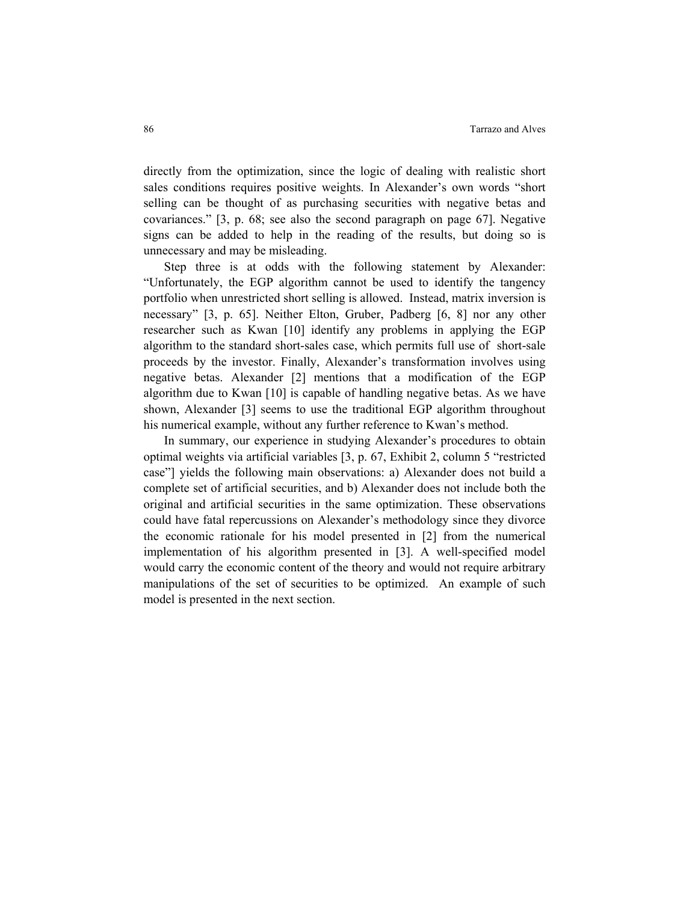directly from the optimization, since the logic of dealing with realistic short sales conditions requires positive weights. In Alexander's own words "short selling can be thought of as purchasing securities with negative betas and covariances." [3, p. 68; see also the second paragraph on page 67]. Negative signs can be added to help in the reading of the results, but doing so is unnecessary and may be misleading.

Step three is at odds with the following statement by Alexander: "Unfortunately, the EGP algorithm cannot be used to identify the tangency portfolio when unrestricted short selling is allowed. Instead, matrix inversion is necessary" [3, p. 65]. Neither Elton, Gruber, Padberg [6, 8] nor any other researcher such as Kwan [10] identify any problems in applying the EGP algorithm to the standard short-sales case, which permits full use of short-sale proceeds by the investor. Finally, Alexander's transformation involves using negative betas. Alexander [2] mentions that a modification of the EGP algorithm due to Kwan [10] is capable of handling negative betas. As we have shown, Alexander [3] seems to use the traditional EGP algorithm throughout his numerical example, without any further reference to Kwan's method.

In summary, our experience in studying Alexander's procedures to obtain optimal weights via artificial variables [3, p. 67, Exhibit 2, column 5 "restricted case"] yields the following main observations: a) Alexander does not build a complete set of artificial securities, and b) Alexander does not include both the original and artificial securities in the same optimization. These observations could have fatal repercussions on Alexander's methodology since they divorce the economic rationale for his model presented in [2] from the numerical implementation of his algorithm presented in [3]. A well-specified model would carry the economic content of the theory and would not require arbitrary manipulations of the set of securities to be optimized. An example of such model is presented in the next section.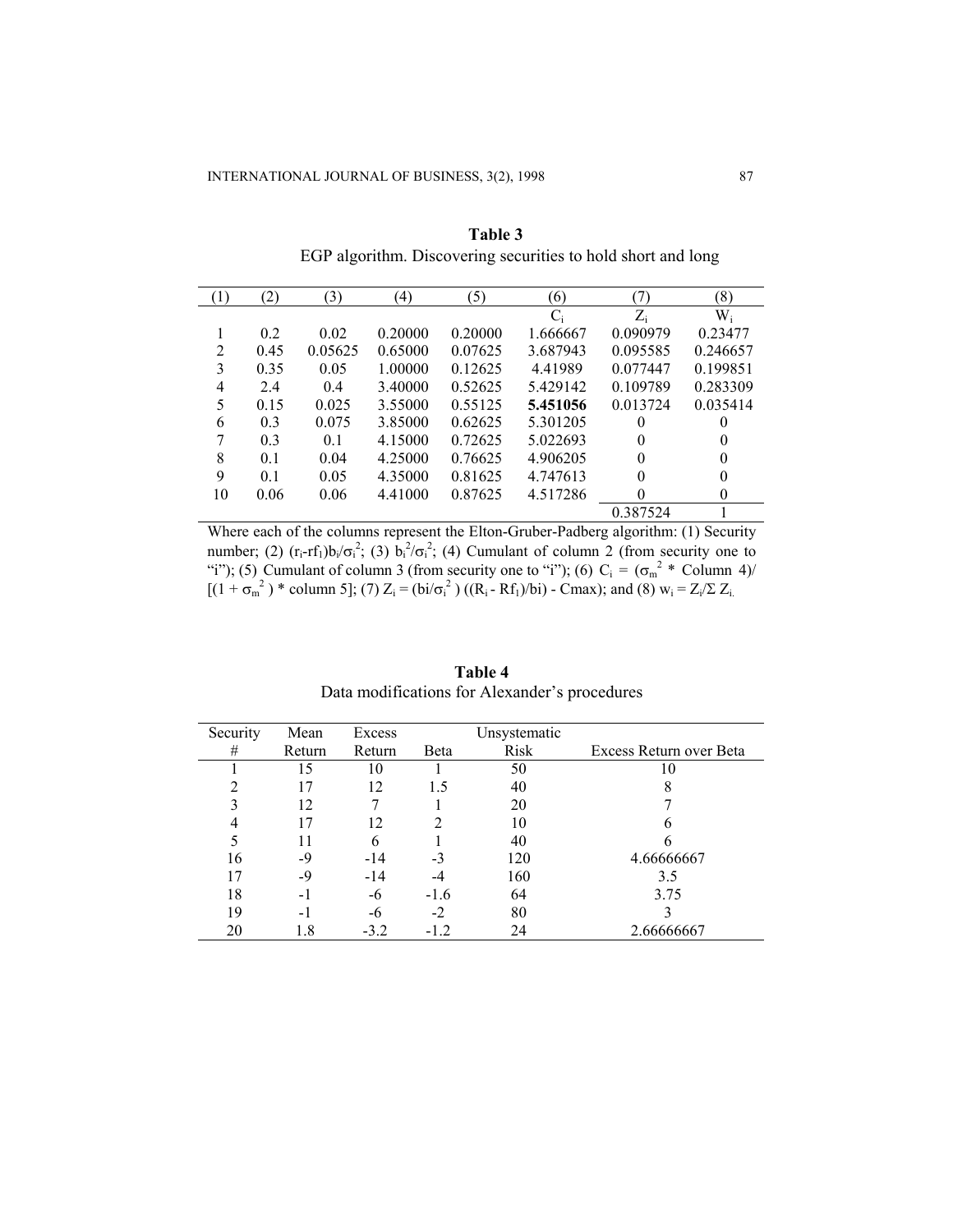**Table 3**
EGP algorithm. Discovering securities to hold short and long

| (1) | (2) | (3) | (4) | (5) | (6) | (7) | (8) |
|---|---|---|---|---|---|---|---|
| | | | | | $C_i$ | $Z_i$ | $W_i$ |
| 1 | 0.2 | 0.02 | 0.20000 | 0.20000 | 1.666667 | 0.090979 | 0.23477 |
| 2 | 0.45 | 0.05625 | 0.65000 | 0.07625 | 3.687943 | 0.095585 | 0.246657 |
| 3 | 0.35 | 0.05 | 1.00000 | 0.12625 | 4.41989 | 0.077447 | 0.199851 |
| 4 | 2.4 | 0.4 | 3.40000 | 0.52625 | 5.429142 | 0.109789 | 0.283309 |
| 5 | 0.15 | 0.025 | 3.55000 | 0.55125 | **5.451056** | 0.013724 | 0.035414 |
| 6 | 0.3 | 0.075 | 3.85000 | 0.62625 | 5.301205 | 0 | 0 |
| 7 | 0.3 | 0.1 | 4.15000 | 0.72625 | 5.022693 | 0 | 0 |
| 8 | 0.1 | 0.04 | 4.25000 | 0.76625 | 4.906205 | 0 | 0 |
| 9 | 0.1 | 0.05 | 4.35000 | 0.81625 | 4.747613 | 0 | 0 |
| 10 | 0.06 | 0.06 | 4.41000 | 0.87625 | 4.517286 | 0 | 0 |
| | | | | | | 0.387524 | 1 |

Where each of the columns represent the Elton-Gruber-Padberg algorithm: (1) Security number; (2) $(r_i\text{-}rf_1)b_i/\sigma_i^2$; (3) $b_i^2/\sigma_i^2$; (4) Cumulant of column 2 (from security one to "i"); (5) Cumulant of column 3 (from security one to "i"); (6) $C_i = (\sigma_m^2 * \text{Column 4})/[(1 + \sigma_m^2) * \text{column 5}]$; (7) $Z_i = (bi/\sigma_i^2)((R_i - Rf_1)/bi) - Cmax)$; and (8) $w_i = Z_i/\Sigma Z_i$.

**Table 4**
Data modifications for Alexander's procedures

| Security # | Mean Return | Excess Return | Beta | Unsystematic Risk | Excess Return over Beta |
|---|---|---|---|---|---|
| 1 | 15 | 10 | 1 | 50 | 10 |
| 2 | 17 | 12 | 1.5 | 40 | 8 |
| 3 | 12 | 7 | 1 | 20 | 7 |
| 4 | 17 | 12 | 2 | 10 | 6 |
| 5 | 11 | 6 | 1 | 40 | 6 |
| 16 | -9 | -14 | -3 | 120 | 4.66666667 |
| 17 | -9 | -14 | -4 | 160 | 3.5 |
| 18 | -1 | -6 | -1.6 | 64 | 3.75 |
| 19 | -1 | -6 | -2 | 80 | 3 |
| 20 | 1.8 | -3.2 | -1.2 | 24 | 2.66666667 |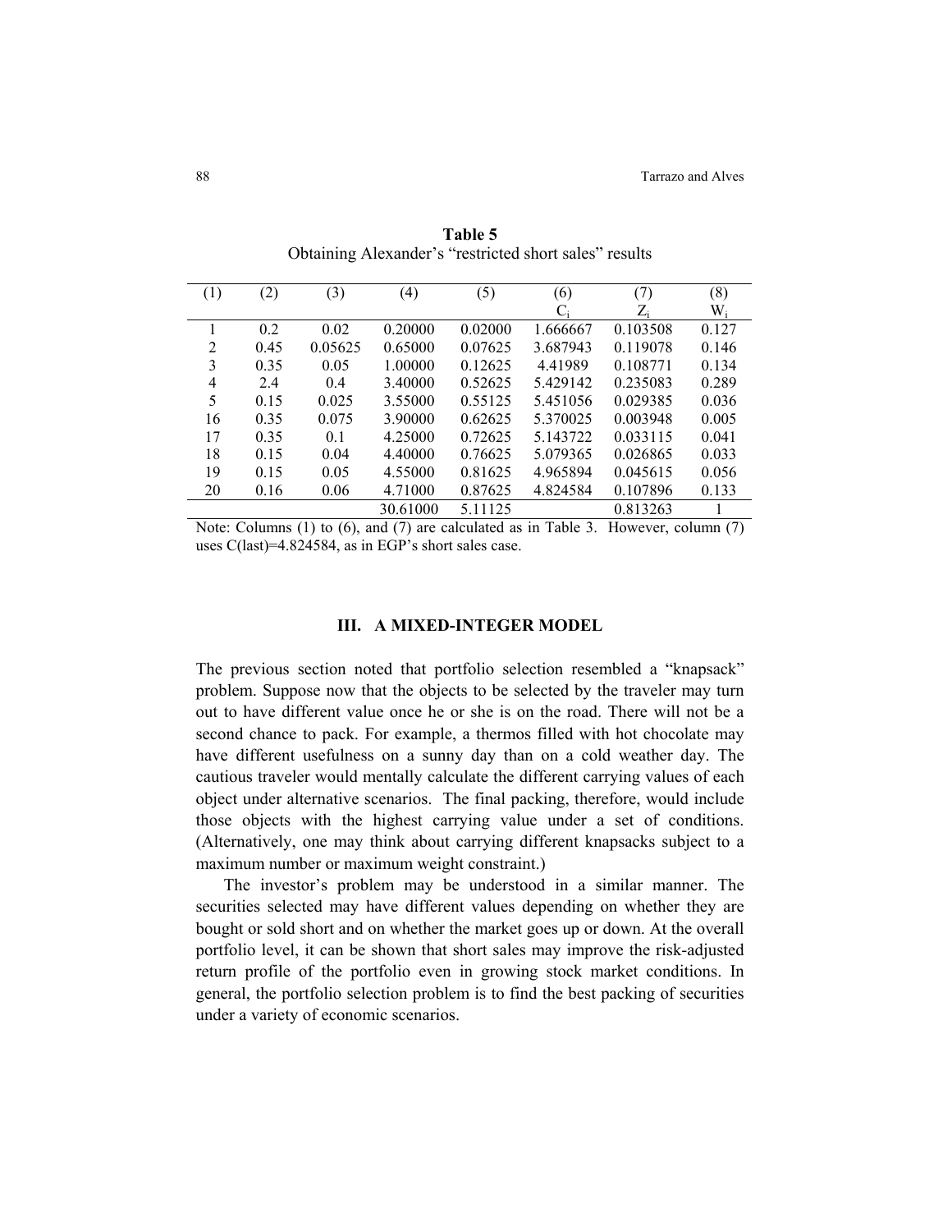**Table 5**
Obtaining Alexander's "restricted short sales" results

| (1) | (2) | (3) | (4) | (5) | (6) $C_i$ | (7) $Z_i$ | (8) $W_i$ |
|---|---|---|---|---|---|---|---|
| 1 | 0.2 | 0.02 | 0.20000 | 0.02000 | 1.666667 | 0.103508 | 0.127 |
| 2 | 0.45 | 0.05625 | 0.65000 | 0.07625 | 3.687943 | 0.119078 | 0.146 |
| 3 | 0.35 | 0.05 | 1.00000 | 0.12625 | 4.41989 | 0.108771 | 0.134 |
| 4 | 2.4 | 0.4 | 3.40000 | 0.52625 | 5.429142 | 0.235083 | 0.289 |
| 5 | 0.15 | 0.025 | 3.55000 | 0.55125 | 5.451056 | 0.029385 | 0.036 |
| 16 | 0.35 | 0.075 | 3.90000 | 0.62625 | 5.370025 | 0.003948 | 0.005 |
| 17 | 0.35 | 0.1 | 4.25000 | 0.72625 | 5.143722 | 0.033115 | 0.041 |
| 18 | 0.15 | 0.04 | 4.40000 | 0.76625 | 5.079365 | 0.026865 | 0.033 |
| 19 | 0.15 | 0.05 | 4.55000 | 0.81625 | 4.965894 | 0.045615 | 0.056 |
| 20 | 0.16 | 0.06 | 4.71000 | 0.87625 | 4.824584 | 0.107896 | 0.133 |
| | | | 30.61000 | 5.11125 | | 0.813263 | 1 |

Note: Columns (1) to (6), and (7) are calculated as in Table 3. However, column (7) uses C(last)=4.824584, as in EGP's short sales case.

## III. A MIXED-INTEGER MODEL

The previous section noted that portfolio selection resembled a "knapsack" problem. Suppose now that the objects to be selected by the traveler may turn out to have different value once he or she is on the road. There will not be a second chance to pack. For example, a thermos filled with hot chocolate may have different usefulness on a sunny day than on a cold weather day. The cautious traveler would mentally calculate the different carrying values of each object under alternative scenarios. The final packing, therefore, would include those objects with the highest carrying value under a set of conditions. (Alternatively, one may think about carrying different knapsacks subject to a maximum number or maximum weight constraint.)

The investor's problem may be understood in a similar manner. The securities selected may have different values depending on whether they are bought or sold short and on whether the market goes up or down. At the overall portfolio level, it can be shown that short sales may improve the risk-adjusted return profile of the portfolio even in growing stock market conditions. In general, the portfolio selection problem is to find the best packing of securities under a variety of economic scenarios.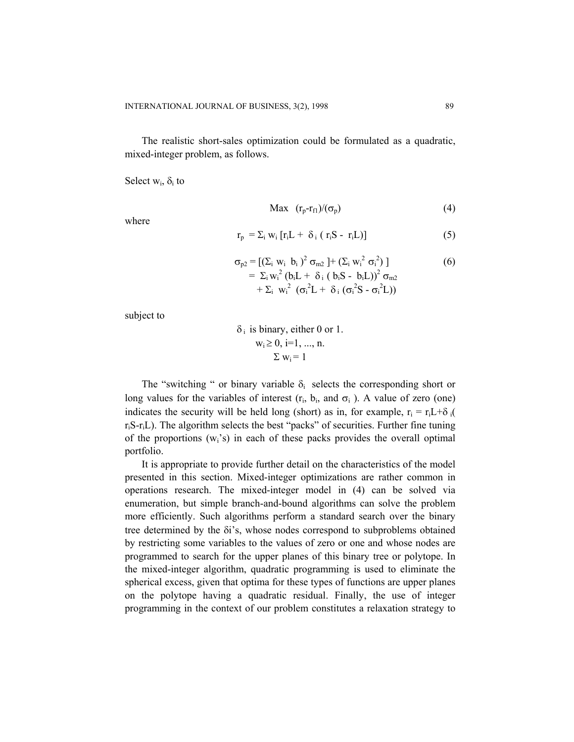The realistic short-sales optimization could be formulated as a quadratic, mixed-integer problem, as follows.

Select $w_i$, $\delta_i$ to

$$\text{Max} \quad (r_p - r_{f1})/(\sigma_p) \tag{4}$$

where

$$r_p = \Sigma_i \, w_i \, [r_i L + \delta_i \, ( r_i S - r_i L)] \tag{5}$$

$$\begin{aligned} \sigma_{p2} &= [(\Sigma_i \, w_i \, b_i)^2 \, \sigma_{m2}] + (\Sigma_i \, w_i^2 \, \sigma_i^2)] \\ &= \Sigma_i \, w_i^2 \, (b_i L + \delta_i \, ( b_i S - b_i L))^2 \, \sigma_{m2} \\ &\quad + \Sigma_i \, w_i^2 \, (\sigma_i^2 L + \delta_i \, (\sigma_i^2 S - \sigma_i^2 L)) \end{aligned} \tag{6}$$

subject to

$$\delta_i \text{ is binary, either 0 or 1.}$$
$$w_i \geq 0, \; i=1, ..., n.$$
$$\Sigma \, w_i = 1$$

The "switching " or binary variable $\delta_i$ selects the corresponding short or long values for the variables of interest ($r_i$, $b_i$, and $\sigma_i$ ). A value of zero (one) indicates the security will be held long (short) as in, for example, $r_i = r_i L + \delta_i ( r_i S - r_i L)$. The algorithm selects the best "packs" of securities. Further fine tuning of the proportions ($w_i$'s) in each of these packs provides the overall optimal portfolio.

It is appropriate to provide further detail on the characteristics of the model presented in this section. Mixed-integer optimizations are rather common in operations research. The mixed-integer model in (4) can be solved via enumeration, but simple branch-and-bound algorithms can solve the problem more efficiently. Such algorithms perform a standard search over the binary tree determined by the $\delta i$'s, whose nodes correspond to subproblems obtained by restricting some variables to the values of zero or one and whose nodes are programmed to search for the upper planes of this binary tree or polytope. In the mixed-integer algorithm, quadratic programming is used to eliminate the spherical excess, given that optima for these types of functions are upper planes on the polytope having a quadratic residual. Finally, the use of integer programming in the context of our problem constitutes a relaxation strategy to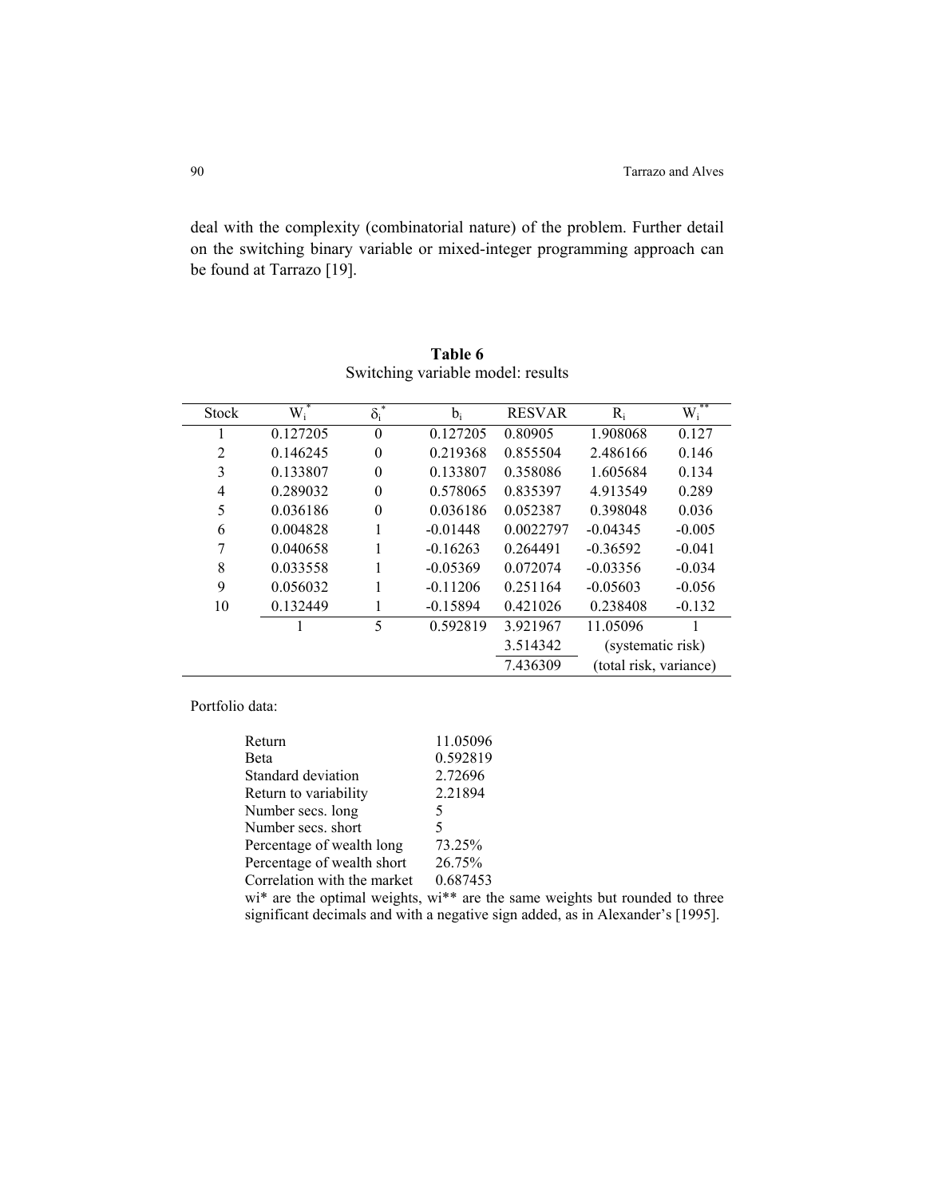deal with the complexity (combinatorial nature) of the problem. Further detail on the switching binary variable or mixed-integer programming approach can be found at Tarrazo [19].

**Table 6**
Switching variable model: results

| Stock | $W_i^*$ | $\delta_i^*$ | $b_i$ | RESVAR | $R_i$ | $W_i^{**}$ |
|---|---|---|---|---|---|---|
| 1 | 0.127205 | 0 | 0.127205 | 0.80905 | 1.908068 | 0.127 |
| 2 | 0.146245 | 0 | 0.219368 | 0.855504 | 2.486166 | 0.146 |
| 3 | 0.133807 | 0 | 0.133807 | 0.358086 | 1.605684 | 0.134 |
| 4 | 0.289032 | 0 | 0.578065 | 0.835397 | 4.913549 | 0.289 |
| 5 | 0.036186 | 0 | 0.036186 | 0.052387 | 0.398048 | 0.036 |
| 6 | 0.004828 | 1 | -0.01448 | 0.0022797 | -0.04345 | -0.005 |
| 7 | 0.040658 | 1 | -0.16263 | 0.264491 | -0.36592 | -0.041 |
| 8 | 0.033558 | 1 | -0.05369 | 0.072074 | -0.03356 | -0.034 |
| 9 | 0.056032 | 1 | -0.11206 | 0.251164 | -0.05603 | -0.056 |
| 10 | 0.132449 | 1 | -0.15894 | 0.421026 | 0.238408 | -0.132 |
| | 1 | 5 | 0.592819 | 3.921967 | 11.05096 | 1 |
| | | | | 3.514342 | (systematic risk) | |
| | | | | 7.436309 | (total risk, variance) | |

Portfolio data:

| | |
|---|---|
| Return | 11.05096 |
| Beta | 0.592819 |
| Standard deviation | 2.72696 |
| Return to variability | 2.21894 |
| Number secs. long | 5 |
| Number secs. short | 5 |
| Percentage of wealth long | 73.25% |
| Percentage of wealth short | 26.75% |
| Correlation with the market | 0.687453 |

wi* are the optimal weights, wi** are the same weights but rounded to three significant decimals and with a negative sign added, as in Alexander's [1995].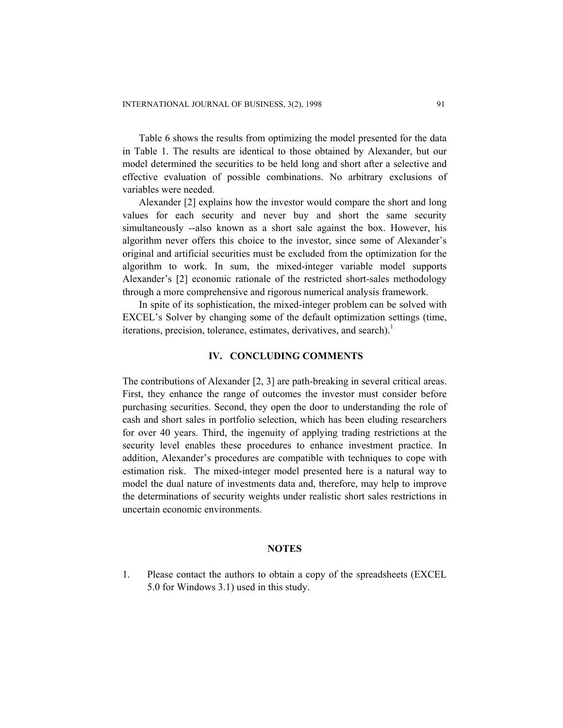Table 6 shows the results from optimizing the model presented for the data in Table 1. The results are identical to those obtained by Alexander, but our model determined the securities to be held long and short after a selective and effective evaluation of possible combinations. No arbitrary exclusions of variables were needed.

Alexander [2] explains how the investor would compare the short and long values for each security and never buy and short the same security simultaneously --also known as a short sale against the box. However, his algorithm never offers this choice to the investor, since some of Alexander's original and artificial securities must be excluded from the optimization for the algorithm to work. In sum, the mixed-integer variable model supports Alexander's [2] economic rationale of the restricted short-sales methodology through a more comprehensive and rigorous numerical analysis framework.

In spite of its sophistication, the mixed-integer problem can be solved with EXCEL's Solver by changing some of the default optimization settings (time, iterations, precision, tolerance, estimates, derivatives, and search).[1]

## IV. CONCLUDING COMMENTS

The contributions of Alexander [2, 3] are path-breaking in several critical areas. First, they enhance the range of outcomes the investor must consider before purchasing securities. Second, they open the door to understanding the role of cash and short sales in portfolio selection, which has been eluding researchers for over 40 years. Third, the ingenuity of applying trading restrictions at the security level enables these procedures to enhance investment practice. In addition, Alexander's procedures are compatible with techniques to cope with estimation risk. The mixed-integer model presented here is a natural way to model the dual nature of investments data and, therefore, may help to improve the determinations of security weights under realistic short sales restrictions in uncertain economic environments.

## NOTES

1. Please contact the authors to obtain a copy of the spreadsheets (EXCEL 5.0 for Windows 3.1) used in this study.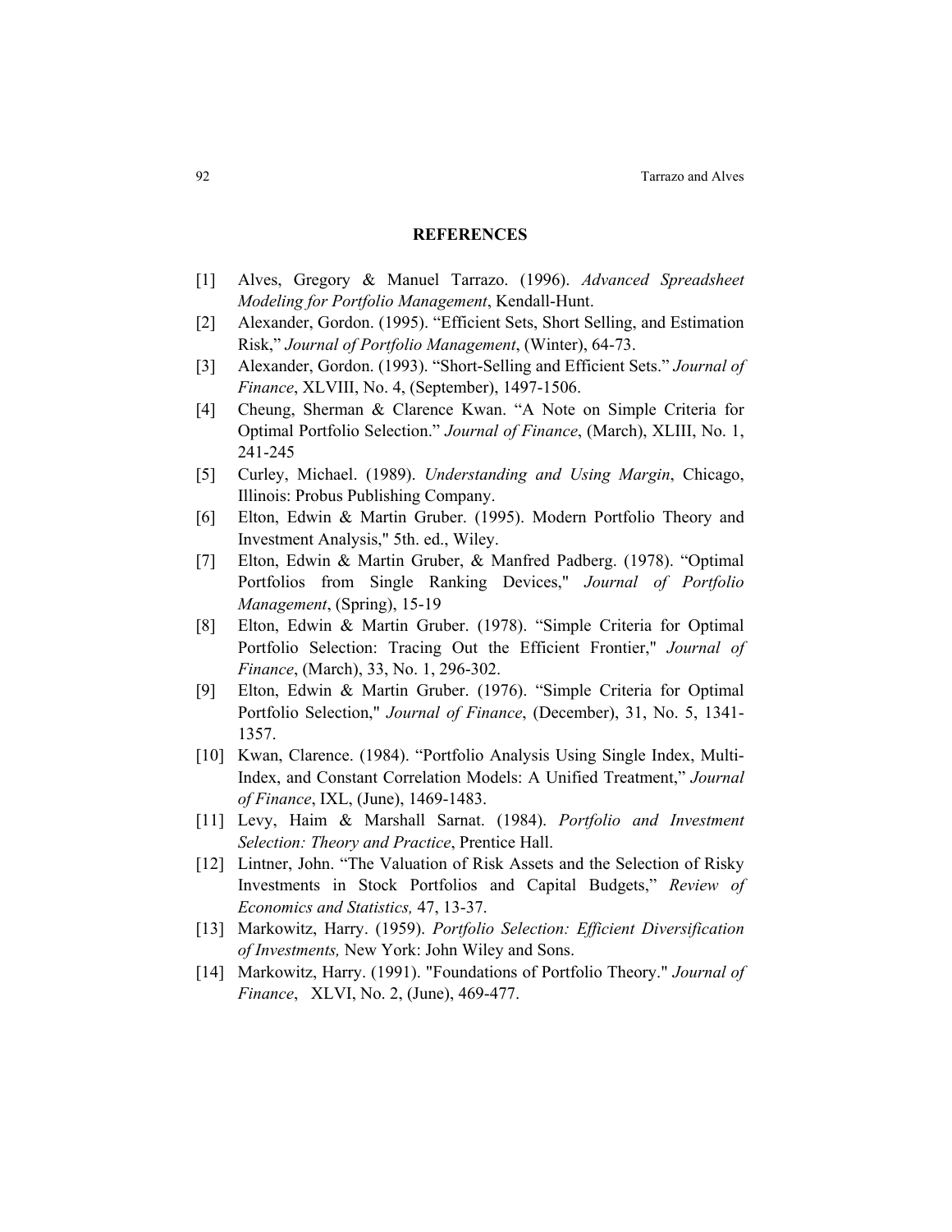## REFERENCES

[1] Alves, Gregory & Manuel Tarrazo. (1996). *Advanced Spreadsheet Modeling for Portfolio Management*, Kendall-Hunt.

[2] Alexander, Gordon. (1995). "Efficient Sets, Short Selling, and Estimation Risk," *Journal of Portfolio Management*, (Winter), 64-73.

[3] Alexander, Gordon. (1993). "Short-Selling and Efficient Sets." *Journal of Finance*, XLVIII, No. 4, (September), 1497-1506.

[4] Cheung, Sherman & Clarence Kwan. "A Note on Simple Criteria for Optimal Portfolio Selection." *Journal of Finance*, (March), XLIII, No. 1, 241-245

[5] Curley, Michael. (1989). *Understanding and Using Margin*, Chicago, Illinois: Probus Publishing Company.

[6] Elton, Edwin & Martin Gruber. (1995). Modern Portfolio Theory and Investment Analysis," 5th. ed., Wiley.

[7] Elton, Edwin & Martin Gruber, & Manfred Padberg. (1978). "Optimal Portfolios from Single Ranking Devices," *Journal of Portfolio Management*, (Spring), 15-19

[8] Elton, Edwin & Martin Gruber. (1978). "Simple Criteria for Optimal Portfolio Selection: Tracing Out the Efficient Frontier," *Journal of Finance*, (March), 33, No. 1, 296-302.

[9] Elton, Edwin & Martin Gruber. (1976). "Simple Criteria for Optimal Portfolio Selection," *Journal of Finance*, (December), 31, No. 5, 1341-1357.

[10] Kwan, Clarence. (1984). "Portfolio Analysis Using Single Index, Multi-Index, and Constant Correlation Models: A Unified Treatment," *Journal of Finance*, IXL, (June), 1469-1483.

[11] Levy, Haim & Marshall Sarnat. (1984). *Portfolio and Investment Selection: Theory and Practice*, Prentice Hall.

[12] Lintner, John. "The Valuation of Risk Assets and the Selection of Risky Investments in Stock Portfolios and Capital Budgets," *Review of Economics and Statistics,* 47, 13-37.

[13] Markowitz, Harry. (1959). *Portfolio Selection: Efficient Diversification of Investments,* New York: John Wiley and Sons.

[14] Markowitz, Harry. (1991). "Foundations of Portfolio Theory." *Journal of Finance*, XLVI, No. 2, (June), 469-477.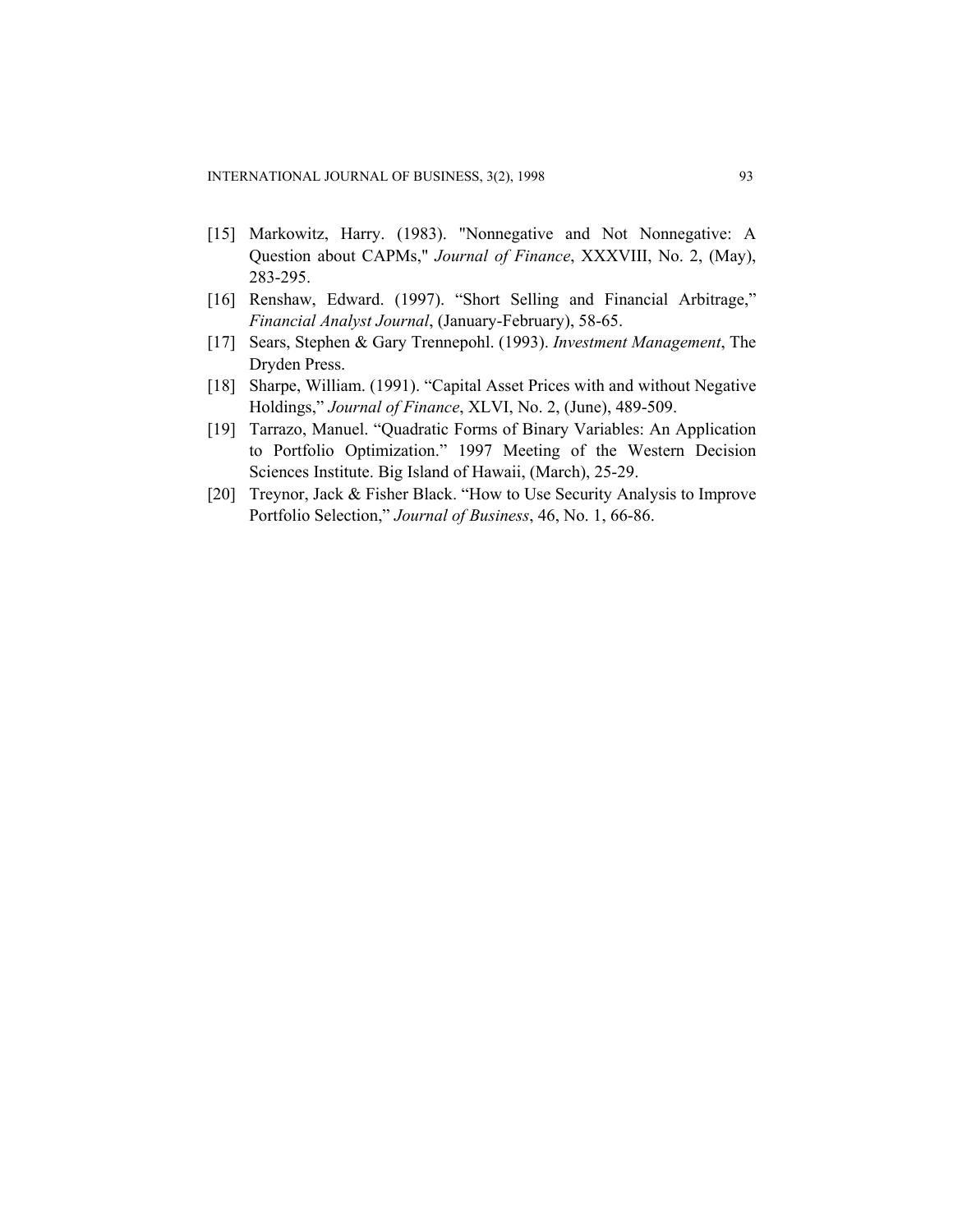[15] Markowitz, Harry. (1983). "Nonnegative and Not Nonnegative: A Question about CAPMs," *Journal of Finance*, XXXVIII, No. 2, (May), 283-295.

[16] Renshaw, Edward. (1997). “Short Selling and Financial Arbitrage,” *Financial Analyst Journal*, (January-February), 58-65.

[17] Sears, Stephen & Gary Trennepohl. (1993). *Investment Management*, The Dryden Press.

[18] Sharpe, William. (1991). “Capital Asset Prices with and without Negative Holdings,” *Journal of Finance*, XLVI, No. 2, (June), 489-509.

[19] Tarrazo, Manuel. “Quadratic Forms of Binary Variables: An Application to Portfolio Optimization.” 1997 Meeting of the Western Decision Sciences Institute. Big Island of Hawaii, (March), 25-29.

[20] Treynor, Jack & Fisher Black. “How to Use Security Analysis to Improve Portfolio Selection,” *Journal of Business*, 46, No. 1, 66-86.